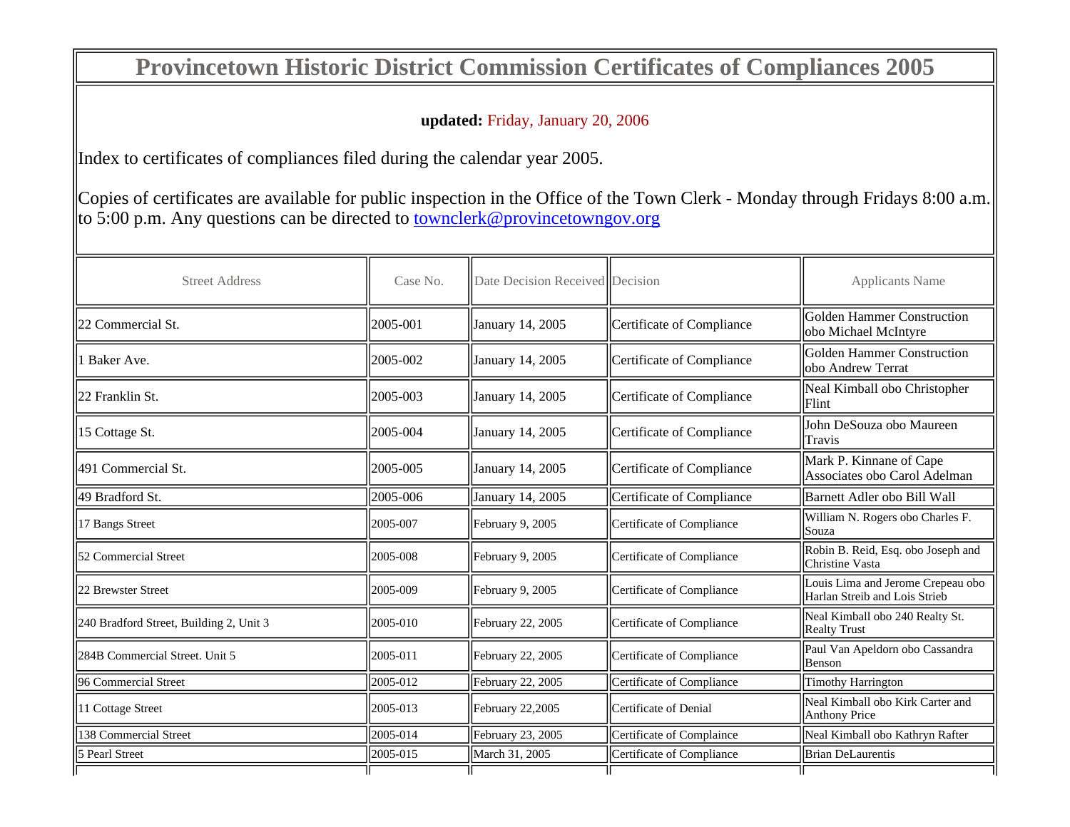# Provincetown Historic District Commission Certificates of Compliances 2005

**updated:** Friday, January 20, 2006

Index to certificates of compliances filed during the calendar year 2005.

Copies of certificates are available for public inspection in the Office of the Town Clerk - Monday through Fridays 8:00 a.m. to 5:00 p.m. Any questions can be directed to townclerk@provincetowngov.org

| Street Address | Case No. | Date Decision Received | Decision | Applicants Name |
|---|---|---|---|---|
| 22 Commercial St. | 2005-001 | January 14, 2005 | Certificate of Compliance | Golden Hammer Construction obo Michael McIntyre |
| 1 Baker Ave. | 2005-002 | January 14, 2005 | Certificate of Compliance | Golden Hammer Construction obo Andrew Terrat |
| 22 Franklin St. | 2005-003 | January 14, 2005 | Certificate of Compliance | Neal Kimball obo Christopher Flint |
| 15 Cottage St. | 2005-004 | January 14, 2005 | Certificate of Compliance | John DeSouza obo Maureen Travis |
| 491 Commercial St. | 2005-005 | January 14, 2005 | Certificate of Compliance | Mark P. Kinnane of Cape Associates obo Carol Adelman |
| 49 Bradford St. | 2005-006 | January 14, 2005 | Certificate of Compliance | Barnett Adler obo Bill Wall |
| 17 Bangs Street | 2005-007 | February 9, 2005 | Certificate of Compliance | William N. Rogers obo Charles F. Souza |
| 52 Commercial Street | 2005-008 | February 9, 2005 | Certificate of Compliance | Robin B. Reid, Esq. obo Joseph and Christine Vasta |
| 22 Brewster Street | 2005-009 | February 9, 2005 | Certificate of Compliance | Louis Lima and Jerome Crepeau obo Harlan Streib and Lois Strieb |
| 240 Bradford Street, Building 2, Unit 3 | 2005-010 | February 22, 2005 | Certificate of Compliance | Neal Kimball obo 240 Realty St. Realty Trust |
| 284B Commercial Street. Unit 5 | 2005-011 | February 22, 2005 | Certificate of Compliance | Paul Van Apeldorn obo Cassandra Benson |
| 96 Commercial Street | 2005-012 | February 22, 2005 | Certificate of Compliance | Timothy Harrington |
| 11 Cottage Street | 2005-013 | February 22,2005 | Certificate of Denial | Neal Kimball obo Kirk Carter and Anthony Price |
| 138 Commercial Street | 2005-014 | February 23, 2005 | Certificate of Complaince | Neal Kimball obo Kathryn Rafter |
| 5 Pearl Street | 2005-015 | March 31, 2005 | Certificate of Compliance | Brian DeLaurentis |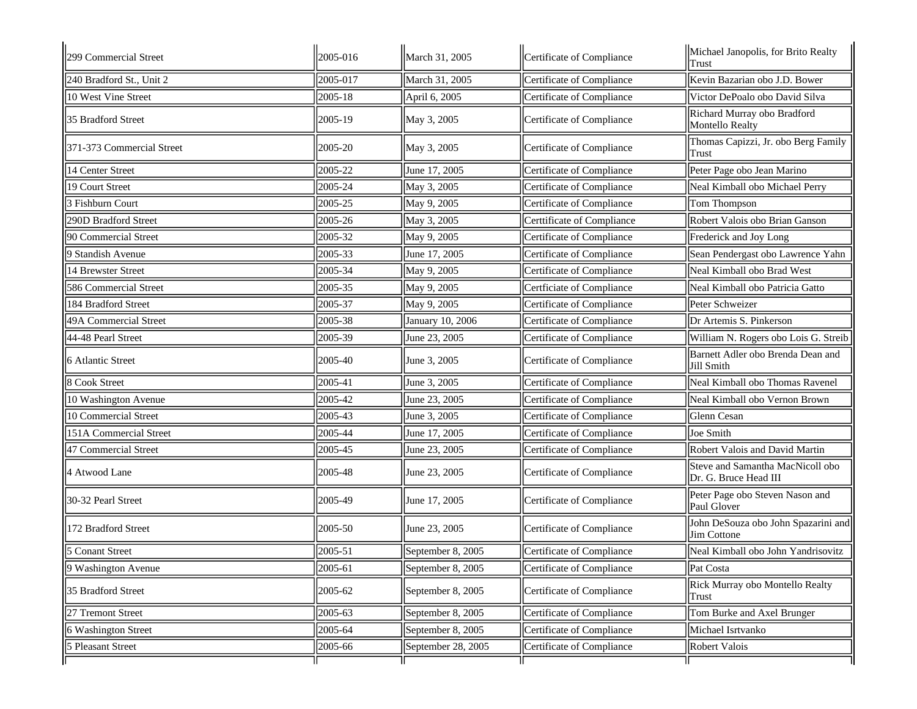| | | | | |
|---|---|---|---|---|
| 299 Commercial Street | 2005-016 | March 31, 2005 | Certificate of Compliance | Michael Janopolis, for Brito Realty Trust |
| 240 Bradford St., Unit 2 | 2005-017 | March 31, 2005 | Certificate of Compliance | Kevin Bazarian obo J.D. Bower |
| 10 West Vine Street | 2005-18 | April 6, 2005 | Certificate of Compliance | Victor DePoalo obo David Silva |
| 35 Bradford Street | 2005-19 | May 3, 2005 | Certificate of Compliance | Richard Murray obo Bradford Montello Realty |
| 371-373 Commercial Street | 2005-20 | May 3, 2005 | Certificate of Compliance | Thomas Capizzi, Jr. obo Berg Family Trust |
| 14 Center Street | 2005-22 | June 17, 2005 | Certificate of Compliance | Peter Page obo Jean Marino |
| 19 Court Street | 2005-24 | May 3, 2005 | Certificate of Compliance | Neal Kimball obo Michael Perry |
| 3 Fishburn Court | 2005-25 | May 9, 2005 | Certificate of Compliance | Tom Thompson |
| 290D Bradford Street | 2005-26 | May 3, 2005 | Certtificate of Compliance | Robert Valois obo Brian Ganson |
| 90 Commercial Street | 2005-32 | May 9, 2005 | Certificate of Compliance | Frederick and Joy Long |
| 9 Standish Avenue | 2005-33 | June 17, 2005 | Certificate of Compliance | Sean Pendergast obo Lawrence Yahn |
| 14 Brewster Street | 2005-34 | May 9, 2005 | Certificate of Compliance | Neal Kimball obo Brad West |
| 586 Commercial Street | 2005-35 | May 9, 2005 | Certfiicate of Compliance | Neal Kimball obo Patricia Gatto |
| 184 Bradford Street | 2005-37 | May 9, 2005 | Certificate of Compliance | Peter Schweizer |
| 49A Commercial Street | 2005-38 | January 10, 2006 | Certificate of Compliance | Dr Artemis S. Pinkerson |
| 44-48 Pearl Street | 2005-39 | June 23, 2005 | Certificate of Compliance | William N. Rogers obo Lois G. Streib |
| 6 Atlantic Street | 2005-40 | June 3, 2005 | Certificate of Compliance | Barnett Adler obo Brenda Dean and Jill Smith |
| 8 Cook Street | 2005-41 | June 3, 2005 | Certificate of Compliance | Neal Kimball obo Thomas Ravenel |
| 10 Washington Avenue | 2005-42 | June 23, 2005 | Certificate of Compliance | Neal Kimball obo Vernon Brown |
| 10 Commercial Street | 2005-43 | June 3, 2005 | Certificate of Compliance | Glenn Cesan |
| 151A Commercial Street | 2005-44 | June 17, 2005 | Certificate of Compliance | Joe Smith |
| 47 Commercial Street | 2005-45 | June 23, 2005 | Certificate of Compliance | Robert Valois and David Martin |
| 4 Atwood Lane | 2005-48 | June 23, 2005 | Certificate of Compliance | Steve and Samantha MacNicoll obo Dr. G. Bruce Head III |
| 30-32 Pearl Street | 2005-49 | June 17, 2005 | Certificate of Compliance | Peter Page obo Steven Nason and Paul Glover |
| 172 Bradford Street | 2005-50 | June 23, 2005 | Certificate of Compliance | John DeSouza obo John Spazarini and Jim Cottone |
| 5 Conant Street | 2005-51 | September 8, 2005 | Certificate of Compliance | Neal Kimball obo John Yandrisovitz |
| 9 Washington Avenue | 2005-61 | September 8, 2005 | Certificate of Compliance | Pat Costa |
| 35 Bradford Street | 2005-62 | September 8, 2005 | Certificate of Compliance | Rick Murray obo Montello Realty Trust |
| 27 Tremont Street | 2005-63 | September 8, 2005 | Certificate of Compliance | Tom Burke and Axel Brunger |
| 6 Washington Street | 2005-64 | September 8, 2005 | Certificate of Compliance | Michael Isrtvanko |
| 5 Pleasant Street | 2005-66 | September 28, 2005 | Certificate of Compliance | Robert Valois |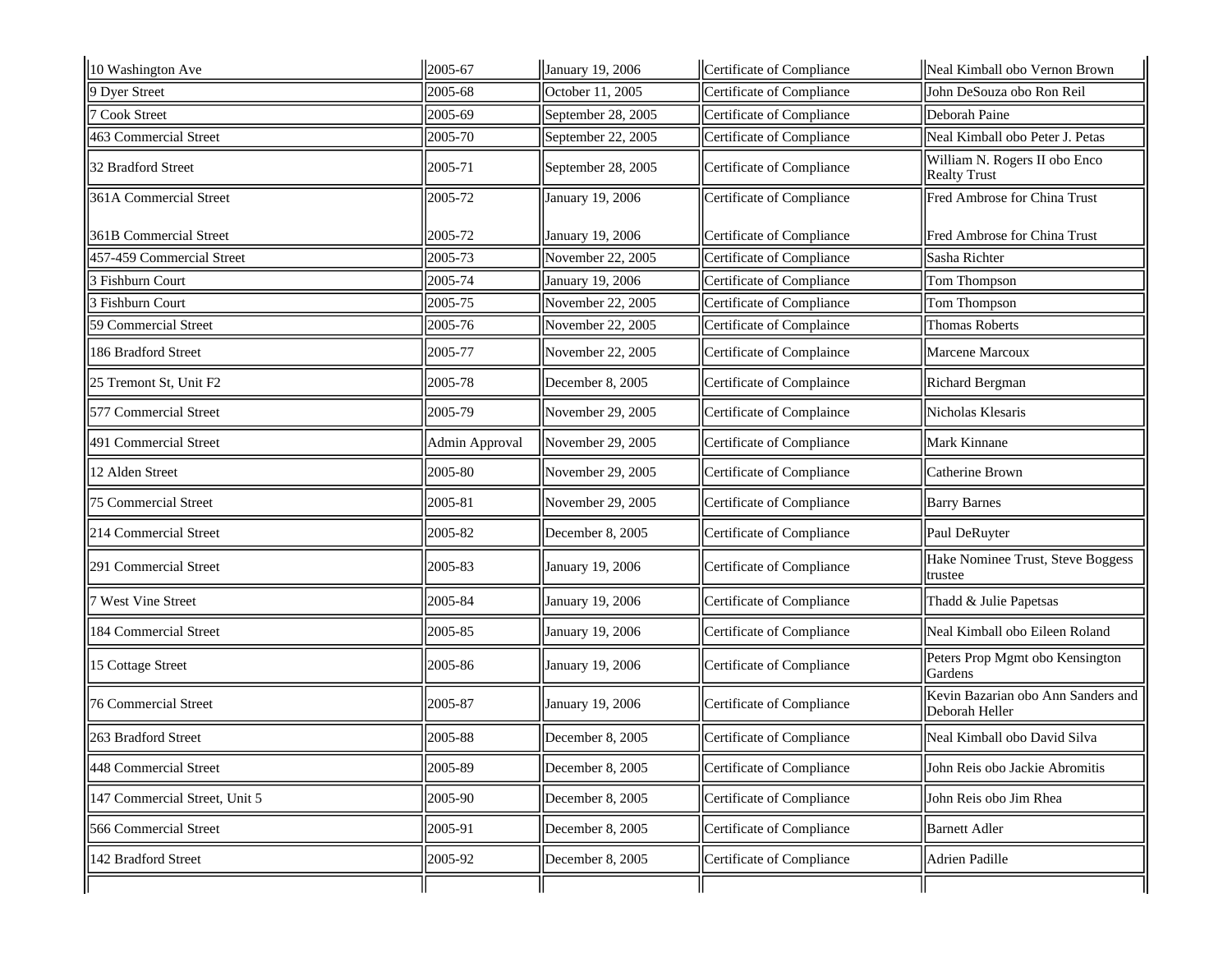| 10 Washington Ave | 2005-67 | January 19, 2006 | Certificate of Compliance | Neal Kimball obo Vernon Brown |
|---|---|---|---|---|
| 9 Dyer Street | 2005-68 | October 11, 2005 | Certificate of Compliance | John DeSouza obo Ron Reil |
| 7 Cook Street | 2005-69 | September 28, 2005 | Certificate of Compliance | Deborah Paine |
| 463 Commercial Street | 2005-70 | September 22, 2005 | Certificate of Compliance | Neal Kimball obo Peter J. Petas |
| 32 Bradford Street | 2005-71 | September 28, 2005 | Certificate of Compliance | William N. Rogers II obo Enco Realty Trust |
| 361A Commercial Street<br><br>361B Commercial Street | 2005-72<br><br>2005-72 | January 19, 2006<br><br>January 19, 2006 | Certificate of Compliance<br><br>Certificate of Compliance | Fred Ambrose for China Trust<br><br>Fred Ambrose for China Trust |
| 457-459 Commercial Street | 2005-73 | November 22, 2005 | Certificate of Compliance | Sasha Richter |
| 3 Fishburn Court | 2005-74 | January 19, 2006 | Certificate of Compliance | Tom Thompson |
| 3 Fishburn Court | 2005-75 | November 22, 2005 | Certificate of Compliance | Tom Thompson |
| 59 Commercial Street | 2005-76 | November 22, 2005 | Certificate of Complaince | Thomas Roberts |
| 186 Bradford Street | 2005-77 | November 22, 2005 | Certificate of Complaince | Marcene Marcoux |
| 25 Tremont St, Unit F2 | 2005-78 | December 8, 2005 | Certificate of Complaince | Richard Bergman |
| 577 Commercial Street | 2005-79 | November 29, 2005 | Certificate of Complaince | Nicholas Klesaris |
| 491 Commercial Street | Admin Approval | November 29, 2005 | Certificate of Compliance | Mark Kinnane |
| 12 Alden Street | 2005-80 | November 29, 2005 | Certificate of Compliance | Catherine Brown |
| 75 Commercial Street | 2005-81 | November 29, 2005 | Certificate of Compliance | Barry Barnes |
| 214 Commercial Street | 2005-82 | December 8, 2005 | Certificate of Compliance | Paul DeRuyter |
| 291 Commercial Street | 2005-83 | January 19, 2006 | Certificate of Compliance | Hake Nominee Trust, Steve Boggess trustee |
| 7 West Vine Street | 2005-84 | January 19, 2006 | Certificate of Compliance | Thadd & Julie Papetsas |
| 184 Commercial Street | 2005-85 | January 19, 2006 | Certificate of Compliance | Neal Kimball obo Eileen Roland |
| 15 Cottage Street | 2005-86 | January 19, 2006 | Certificate of Compliance | Peters Prop Mgmt obo Kensington Gardens |
| 76 Commercial Street | 2005-87 | January 19, 2006 | Certificate of Compliance | Kevin Bazarian obo Ann Sanders and Deborah Heller |
| 263 Bradford Street | 2005-88 | December 8, 2005 | Certificate of Compliance | Neal Kimball obo David Silva |
| 448 Commercial Street | 2005-89 | December 8, 2005 | Certificate of Compliance | John Reis obo Jackie Abromitis |
| 147 Commercial Street, Unit 5 | 2005-90 | December 8, 2005 | Certificate of Compliance | John Reis obo Jim Rhea |
| 566 Commercial Street | 2005-91 | December 8, 2005 | Certificate of Compliance | Barnett Adler |
| 142 Bradford Street | 2005-92 | December 8, 2005 | Certificate of Compliance | Adrien Padille |
| | | | | |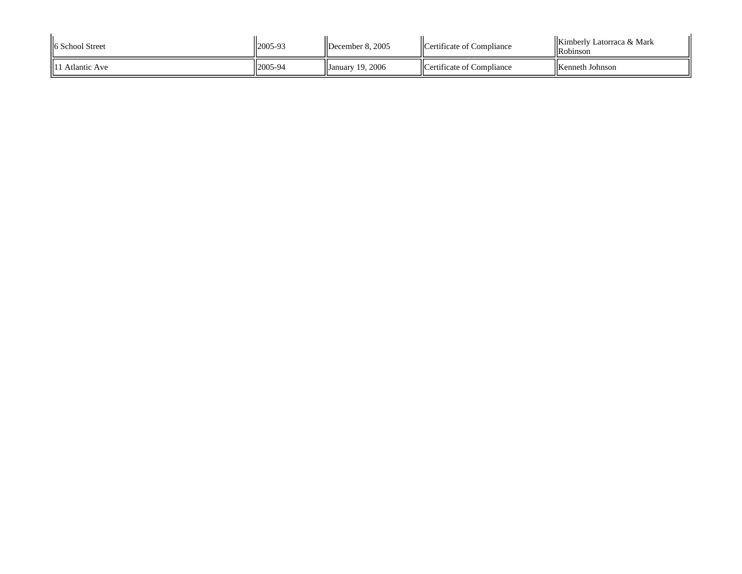| | | | | |
|---|---|---|---|---|
| 6 School Street | 2005-93 | December 8, 2005 | Certificate of Compliance | Kimberly Latorraca & Mark Robinson |
| 11 Atlantic Ave | 2005-94 | January 19, 2006 | Certificate of Compliance | Kenneth Johnson |